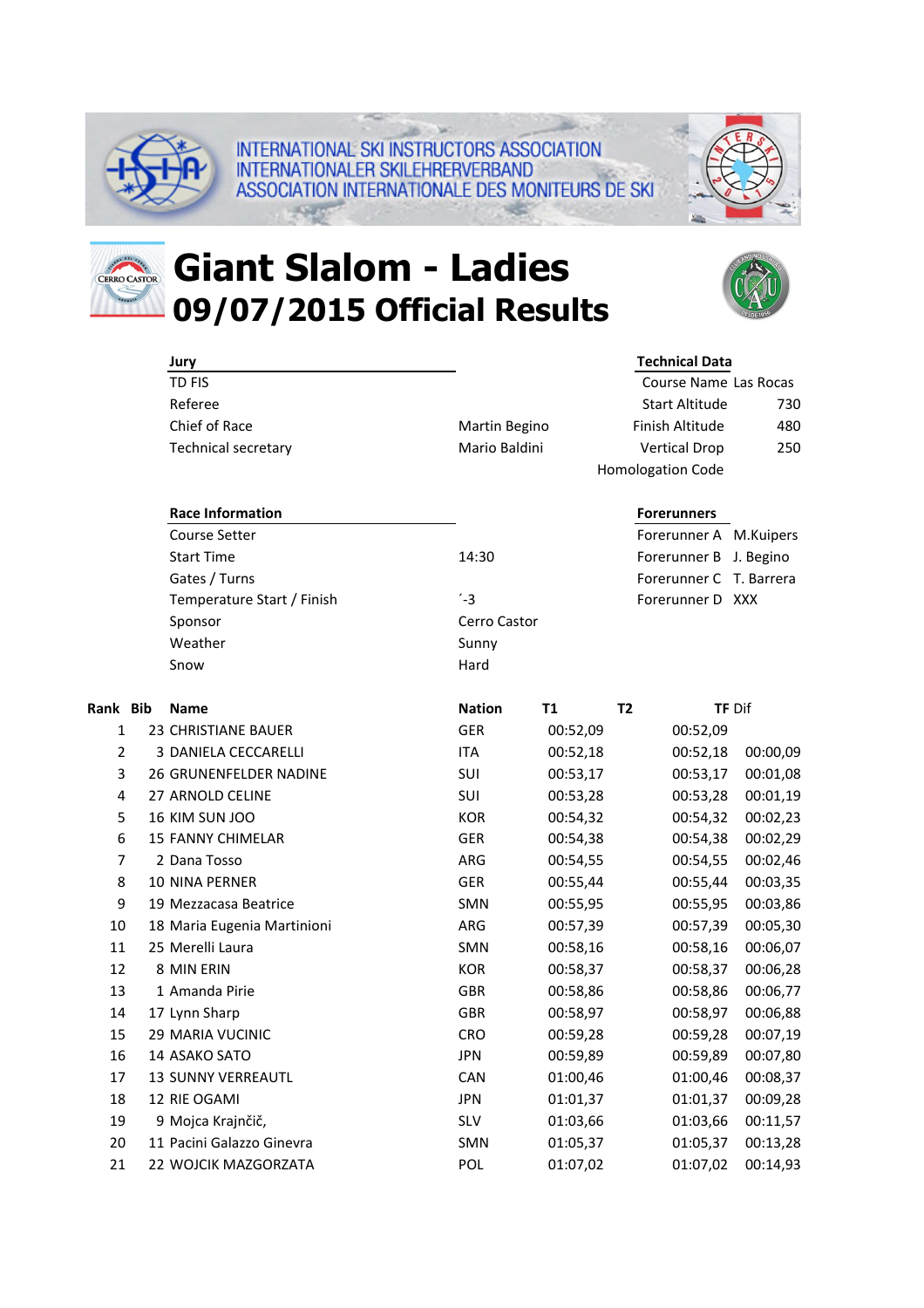INTERNATIONAL SKI INSTRUCTORS ASSOCIATION
INTERNATIONALER SKILEHRERVERBAND
ASSOCIATION INTERNATIONALE DES MONITEURS DE SKI

# Giant Slalom - Ladies
# 09/07/2015 Official Results

**Jury**

| | |
|---|---|
| TD FIS | |
| Referee | |
| Chief of Race | Martin Begino |
| Technical secretary | Mario Baldini |

**Technical Data**

| | |
|---|---|
| Course Name | Las Rocas |
| Start Altitude | 730 |
| Finish Altitude | 480 |
| Vertical Drop | 250 |
| Homologation Code | |

**Race Information**

| | |
|---|---|
| Course Setter | |
| Start Time | 14:30 |
| Gates / Turns | |
| Temperature Start / Finish | ´-3 |
| Sponsor | Cerro Castor |
| Weather | Sunny |
| Snow | Hard |

**Forerunners**

| | |
|---|---|
| Forerunner A | M.Kuipers |
| Forerunner B | J. Begino |
| Forerunner C | T. Barrera |
| Forerunner D | XXX |

| Rank | Bib | Name | Nation | T1 | T2 | TF | Dif |
|---|---|---|---|---|---|---|---|
| 1 | 23 | CHRISTIANE BAUER | GER | 00:52,09 | | 00:52,09 | |
| 2 | 3 | DANIELA CECCARELLI | ITA | 00:52,18 | | 00:52,18 | 00:00,09 |
| 3 | 26 | GRUNENFELDER NADINE | SUI | 00:53,17 | | 00:53,17 | 00:01,08 |
| 4 | 27 | ARNOLD CELINE | SUI | 00:53,28 | | 00:53,28 | 00:01,19 |
| 5 | 16 | KIM SUN JOO | KOR | 00:54,32 | | 00:54,32 | 00:02,23 |
| 6 | 15 | FANNY CHIMELAR | GER | 00:54,38 | | 00:54,38 | 00:02,29 |
| 7 | 2 | Dana Tosso | ARG | 00:54,55 | | 00:54,55 | 00:02,46 |
| 8 | 10 | NINA PERNER | GER | 00:55,44 | | 00:55,44 | 00:03,35 |
| 9 | 19 | Mezzacasa Beatrice | SMN | 00:55,95 | | 00:55,95 | 00:03,86 |
| 10 | 18 | Maria Eugenia Martinioni | ARG | 00:57,39 | | 00:57,39 | 00:05,30 |
| 11 | 25 | Merelli Laura | SMN | 00:58,16 | | 00:58,16 | 00:06,07 |
| 12 | 8 | MIN ERIN | KOR | 00:58,37 | | 00:58,37 | 00:06,28 |
| 13 | 1 | Amanda Pirie | GBR | 00:58,86 | | 00:58,86 | 00:06,77 |
| 14 | 17 | Lynn Sharp | GBR | 00:58,97 | | 00:58,97 | 00:06,88 |
| 15 | 29 | MARIA VUCINIC | CRO | 00:59,28 | | 00:59,28 | 00:07,19 |
| 16 | 14 | ASAKO SATO | JPN | 00:59,89 | | 00:59,89 | 00:07,80 |
| 17 | 13 | SUNNY VERREAUTL | CAN | 01:00,46 | | 01:00,46 | 00:08,37 |
| 18 | 12 | RIE OGAMI | JPN | 01:01,37 | | 01:01,37 | 00:09,28 |
| 19 | 9 | Mojca Krajnčič, | SLV | 01:03,66 | | 01:03,66 | 00:11,57 |
| 20 | 11 | Pacini Galazzo Ginevra | SMN | 01:05,37 | | 01:05,37 | 00:13,28 |
| 21 | 22 | WOJCIK MAZGORZATA | POL | 01:07,02 | | 01:07,02 | 00:14,93 |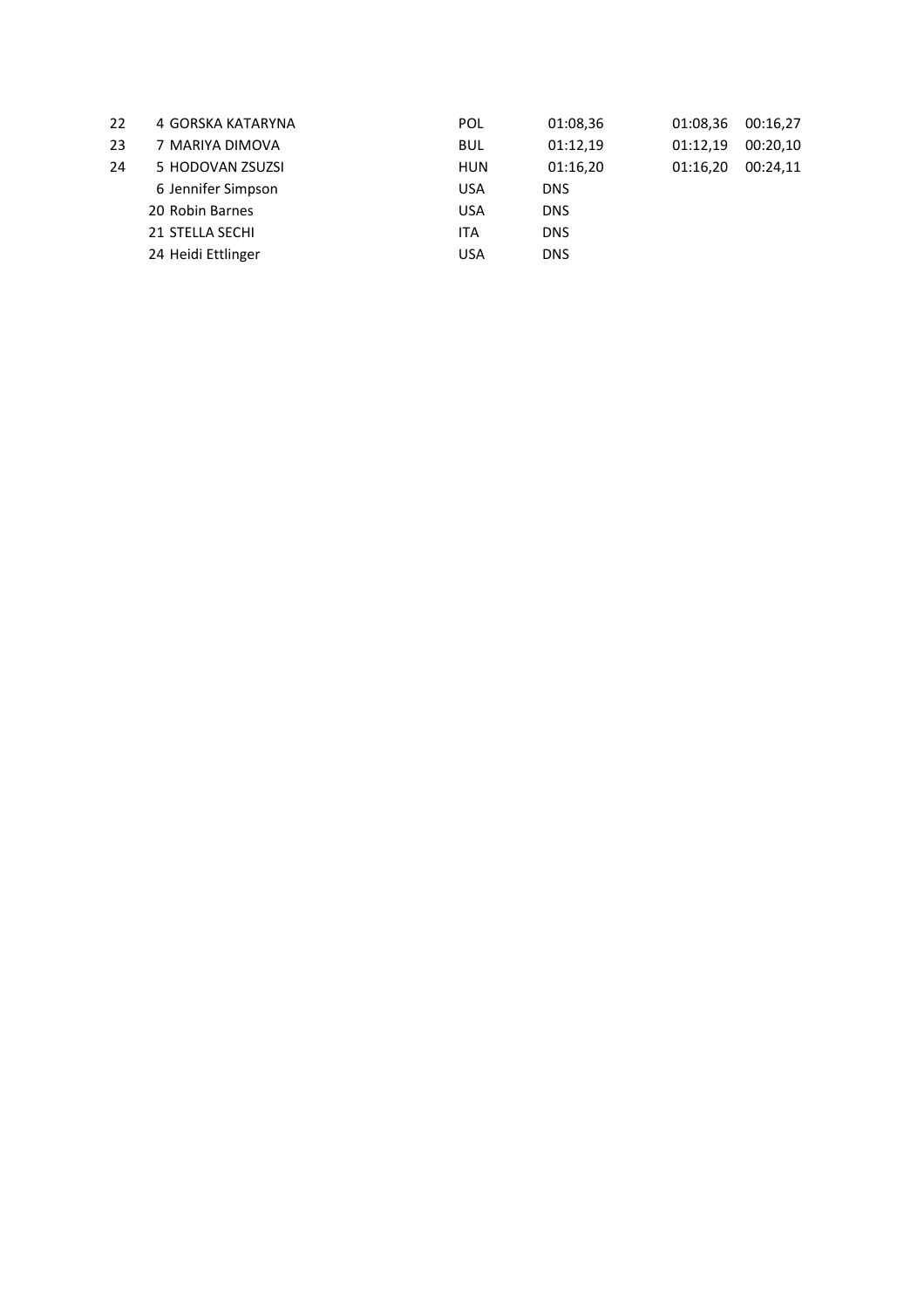| | | | | | | |
|---|---|---|---|---|---|---|
| 22 | 4 | GORSKA KATARYNA | POL | 01:08,36 | 01:08,36 | 00:16,27 |
| 23 | 7 | MARIYA DIMOVA | BUL | 01:12,19 | 01:12,19 | 00:20,10 |
| 24 | 5 | HODOVAN ZSUZSI | HUN | 01:16,20 | 01:16,20 | 00:24,11 |
| | 6 | Jennifer Simpson | USA | DNS | | |
| | 20 | Robin Barnes | USA | DNS | | |
| | 21 | STELLA SECHI | ITA | DNS | | |
| | 24 | Heidi Ettlinger | USA | DNS | | |